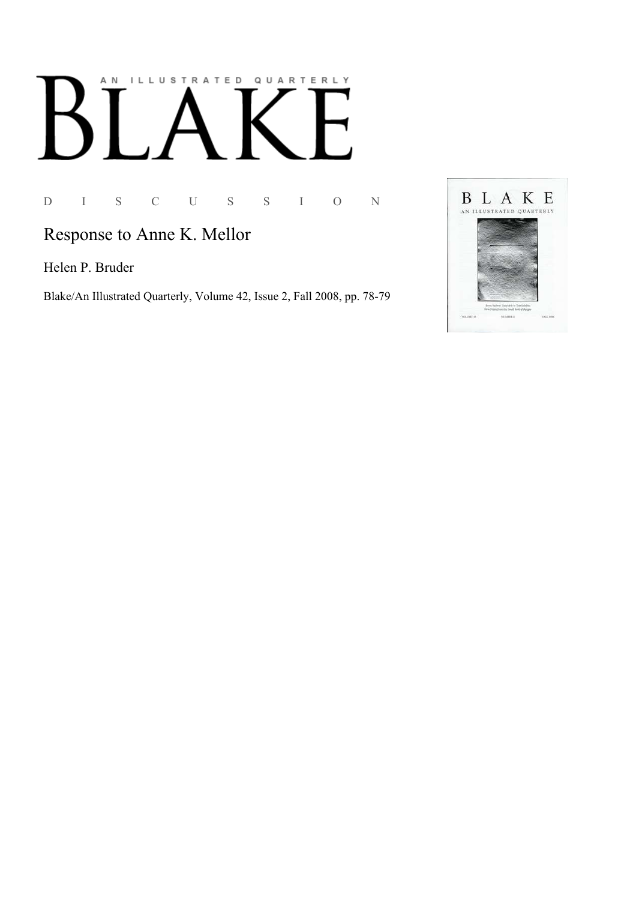# BLAKE

AN ILLUSTRATED QUARTERLY

D I S C U S S I O N

## Response to Anne K. Mellor

Helen P. Bruder

Blake/An Illustrated Quarterly, Volume 42, Issue 2, Fall 2008, pp. 78-79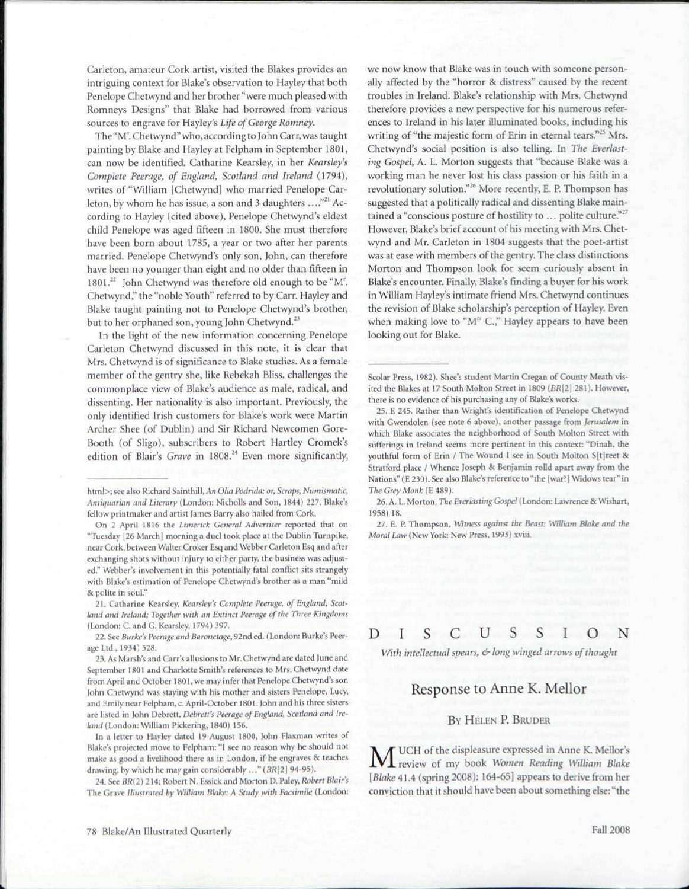Carleton, amateur Cork artist, visited the Blakes provides an intriguing context for Blake's observation to Hayley that both Penelope Chetwynd and her brother "were much pleased with Romneys Designs" that Blake had borrowed from various sources to engrave for Hayley's *Life of George Romney*.

The "M^r. Chetwynd" who, according to John Carr, was taught painting by Blake and Hayley at Felpham in September 1801, can now be identified. Catharine Kearsley, in her *Kearsley's Complete Peerage, of England, Scotland and Ireland* (1794), writes of "William [Chetwynd] who married Penelope Carleton, by whom he has issue, a son and 3 daughters ...."[21] According to Hayley (cited above), Penelope Chetwynd's eldest child Penelope was aged fifteen in 1800. She must therefore have been born about 1785, a year or two after her parents married. Penelope Chetwynd's only son, John, can therefore have been no younger than eight and no older than fifteen in 1801.[22] John Chetwynd was therefore old enough to be "M^r. Chetwynd," the "noble Youth" referred to by Carr. Hayley and Blake taught painting not to Penelope Chetwynd's brother, but to her orphaned son, young John Chetwynd.[23]

In the light of the new information concerning Penelope Carleton Chetwynd discussed in this note, it is clear that Mrs. Chetwynd is of significance to Blake studies. As a female member of the gentry she, like Rebekah Bliss, challenges the commonplace view of Blake's audience as male, radical, and dissenting. Her nationality is also important. Previously, the only identified Irish customers for Blake's work were Martin Archer Shee (of Dublin) and Sir Richard Newcomen Gore-Booth (of Sligo), subscribers to Robert Hartley Cromek's edition of Blair's *Grave* in 1808.[24] Even more significantly, we now know that Blake was in touch with someone personally affected by the "horror & distress" caused by the recent troubles in Ireland. Blake's relationship with Mrs. Chetwynd therefore provides a new perspective for his numerous references to Ireland in his later illuminated books, including his writing of "the majestic form of Erin in eternal tears."[25] Mrs. Chetwynd's social position is also telling. In *The Everlasting Gospel*, A. L. Morton suggests that "because Blake was a working man he never lost his class passion or his faith in a revolutionary solution."[26] More recently, E. P. Thompson has suggested that a politically radical and dissenting Blake maintained a "conscious posture of hostility to ... polite culture."[27] However, Blake's brief account of his meeting with Mrs. Chetwynd and Mr. Carleton in 1804 suggests that the poet-artist was at ease with members of the gentry. The class distinctions Morton and Thompson look for seem curiously absent in Blake's encounter. Finally, Blake's finding a buyer for his work in William Hayley's intimate friend Mrs. Chetwynd continues the revision of Blake scholarship's perception of Hayley. Even when making love to "M^rs C.," Hayley appears to have been looking out for Blake.

---

html>; see also Richard Sainthill, *An Olla Podrida: or, Scraps, Numismatic, Antiquarian and Literary* (London: Nicholls and Son, 1844) 227. Blake's fellow printmaker and artist James Barry also hailed from Cork.

On 2 April 1816 the *Limerick General Advertiser* reported that on "Tuesday [26 March] morning a duel took place at the Dublin Turnpike, near Cork, between Walter Croker Esq and Webber Carleton Esq and after exchanging shots without injury to either party, the business was adjusted." Webber's involvement in this potentially fatal conflict sits strangely with Blake's estimation of Penelope Chetwynd's brother as a man "mild & polite in soul."

21. Catharine Kearsley, *Kearsley's Complete Peerage, of England, Scotland and Ireland; Together with an Extinct Peerage of the Three Kingdoms* (London: C. and G. Kearsley, 1794) 397.

22. See *Burke's Peerage and Baronetage*, 92nd ed. (London: Burke's Peerage Ltd., 1934) 528.

23. As Marsh's and Carr's allusions to Mr. Chetwynd are dated June and September 1801 and Charlotte Smith's references to Mrs. Chetwynd date from April and October 1801, we may infer that Penelope Chetwynd's son John Chetwynd was staying with his mother and sisters Penelope, Lucy, and Emily near Felpham, c. April-October 1801. John and his three sisters are listed in John Debrett, *Debrett's Peerage of England, Scotland and Ireland* (London: William Pickering, 1840) 156.

In a letter to Hayley dated 19 August 1800, John Flaxman writes of Blake's projected move to Felpham: "I see no reason why he should not make as good a livelihood there as in London, if he engraves & teaches drawing, by which he may gain considerably ..." (*BR*[2] 94-95).

24. See *BR*(2) 214; Robert N. Essick and Morton D. Paley, *Robert Blair's* The Grave *Illustrated by William Blake: A Study with Facsimile* (London: Scolar Press, 1982). Shee's student Martin Cregan of County Meath visited the Blakes at 17 South Molton Street in 1809 (*BR*[2] 281). However, there is no evidence of his purchasing any of Blake's works.

25. E 245. Rather than Wright's identification of Penelope Chetwynd with Gwendolen (see note 6 above), another passage from *Jerusalem* in which Blake associates the neighborhood of South Molton Street with sufferings in Ireland seems more pertinent in this context: "Dinah, the youthful form of Erin / The Wound I see in South Molton S[t]reet & Stratford place / Whence Joseph & Benjamin rolld apart away from the Nations" (E 230). See also Blake's reference to "the [war?] Widows tear" in *The Grey Monk* (E 489).

26. A. L. Morton, *The Everlasting Gospel* (London: Lawrence & Wishart, 1958) 18.

27. E. P. Thompson, *Witness against the Beast: William Blake and the Moral Law* (New York: New Press, 1993) xviii.

# DISCUSSION

*With intellectual spears, & long winged arrows of thought*

## Response to Anne K. Mellor

### By Helen P. Bruder

MUCH of the displeasure expressed in Anne K. Mellor's review of my book *Women Reading William Blake* [*Blake* 41.4 (spring 2008): 164-65] appears to derive from her conviction that it should have been about something else: "the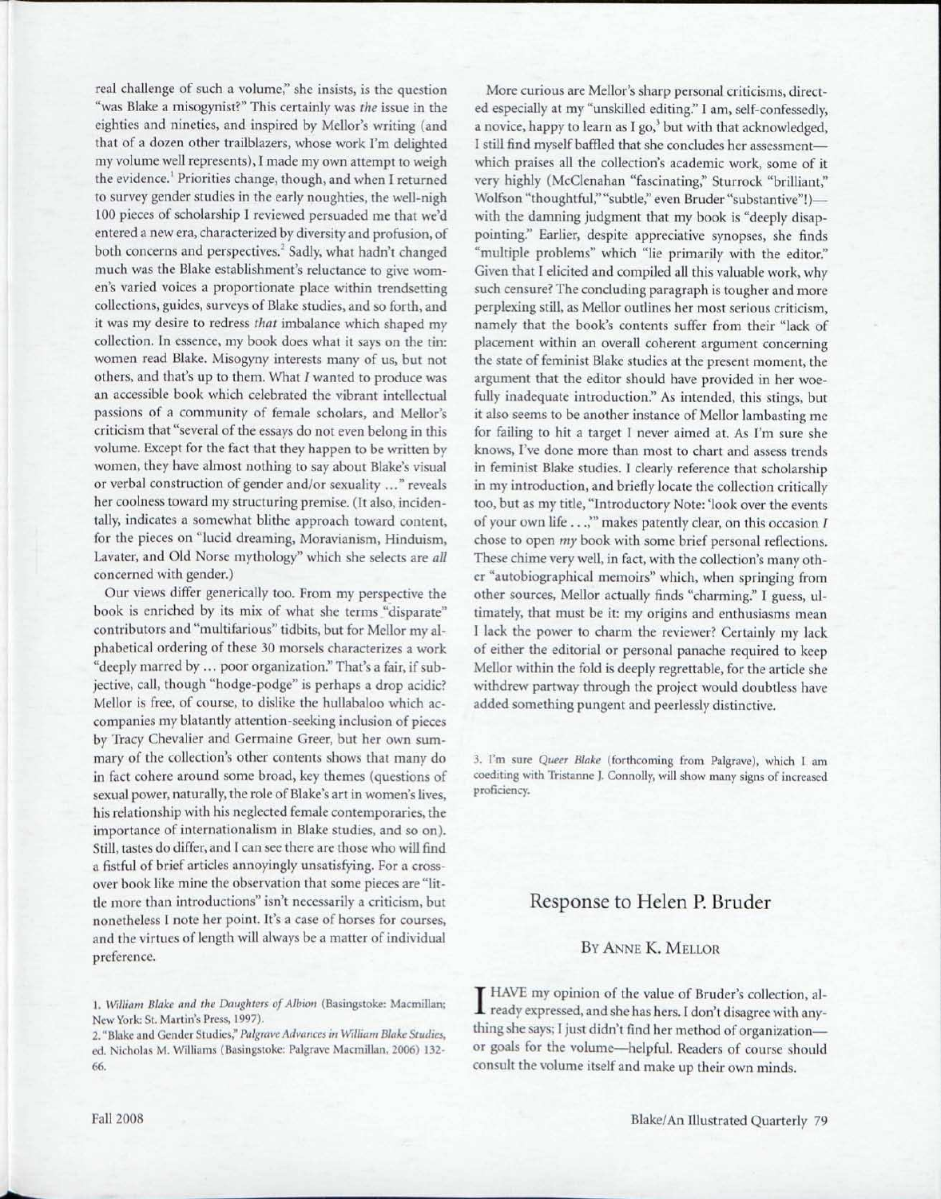real challenge of such a volume," she insists, is the question "was Blake a misogynist?" This certainly was *the* issue in the eighties and nineties, and inspired by Mellor's writing (and that of a dozen other trailblazers, whose work I'm delighted my volume well represents), I made my own attempt to weigh the evidence.[1] Priorities change, though, and when I returned to survey gender studies in the early noughties, the well-nigh 100 pieces of scholarship I reviewed persuaded me that we'd entered a new era, characterized by diversity and profusion, of both concerns and perspectives.[2] Sadly, what hadn't changed much was the Blake establishment's reluctance to give women's varied voices a proportionate place within trendsetting collections, guides, surveys of Blake studies, and so forth, and it was my desire to redress *that* imbalance which shaped my collection. In essence, my book does what it says on the tin: women read Blake. Misogyny interests many of us, but not others, and that's up to them. What *I* wanted to produce was an accessible book which celebrated the vibrant intellectual passions of a community of female scholars, and Mellor's criticism that "several of the essays do not even belong in this volume. Except for the fact that they happen to be written by women, they have almost nothing to say about Blake's visual or verbal construction of gender and/or sexuality ..." reveals her coolness toward my structuring premise. (It also, incidentally, indicates a somewhat blithe approach toward content, for the pieces on "lucid dreaming, Moravianism, Hinduism, Lavater, and Old Norse mythology" which she selects are *all* concerned with gender.)

Our views differ generically too. From my perspective the book is enriched by its mix of what she terms "disparate" contributors and "multifarious" tidbits, but for Mellor my alphabetical ordering of these 30 morsels characterizes a work "deeply marred by ... poor organization." That's a fair, if subjective, call, though "hodge-podge" is perhaps a drop acidic? Mellor is free, of course, to dislike the hullabaloo which accompanies my blatantly attention-seeking inclusion of pieces by Tracy Chevalier and Germaine Greer, but her own summary of the collection's other contents shows that many do in fact cohere around some broad, key themes (questions of sexual power, naturally, the role of Blake's art in women's lives, his relationship with his neglected female contemporaries, the importance of internationalism in Blake studies, and so on). Still, tastes do differ, and I can see there are those who will find a fistful of brief articles annoyingly unsatisfying. For a crossover book like mine the observation that some pieces are "little more than introductions" isn't necessarily a criticism, but nonetheless I note her point. It's a case of horses for courses, and the virtues of length will always be a matter of individual preference.

1. *William Blake and the Daughters of Albion* (Basingstoke: Macmillan; New York: St. Martin's Press, 1997).

2. "Blake and Gender Studies," *Palgrave Advances in William Blake Studies*, ed. Nicholas M. Williams (Basingstoke: Palgrave Macmillan, 2006) 132-66.

More curious are Mellor's sharp personal criticisms, directed especially at my "unskilled editing." I am, self-confessedly, a novice, happy to learn as I go,[3] but with that acknowledged, I still find myself baffled that she concludes her assessment—which praises all the collection's academic work, some of it very highly (McClenahan "fascinating," Sturrock "brilliant," Wolfson "thoughtful," "subtle," even Bruder "substantive"!)—with the damning judgment that my book is "deeply disappointing." Earlier, despite appreciative synopses, she finds "multiple problems" which "lie primarily with the editor." Given that I elicited and compiled all this valuable work, why such censure? The concluding paragraph is tougher and more perplexing still, as Mellor outlines her most serious criticism, namely that the book's contents suffer from their "lack of placement within an overall coherent argument concerning the state of feminist Blake studies at the present moment, the argument that the editor should have provided in her woefully inadequate introduction." As intended, this stings, but it also seems to be another instance of Mellor lambasting me for failing to hit a target I never aimed at. As I'm sure she knows, I've done more than most to chart and assess trends in feminist Blake studies. I clearly reference that scholarship in my introduction, and briefly locate the collection critically too, but as my title, "Introductory Note: 'look over the events of your own life ...,'" makes patently clear, on this occasion *I* chose to open *my* book with some brief personal reflections. These chime very well, in fact, with the collection's many other "autobiographical memoirs" which, when springing from other sources, Mellor actually finds "charming." I guess, ultimately, that must be it: my origins and enthusiasms mean I lack the power to charm the reviewer? Certainly my lack of either the editorial or personal panache required to keep Mellor within the fold is deeply regrettable, for the article she withdrew partway through the project would doubtless have added something pungent and peerlessly distinctive.

3. I'm sure *Queer Blake* (forthcoming from Palgrave), which I am coediting with Tristanne J. Connolly, will show many signs of increased proficiency.

## Response to Helen P. Bruder

### By Anne K. Mellor

I HAVE my opinion of the value of Bruder's collection, already expressed, and she has hers. I don't disagree with anything she says; I just didn't find her method of organization—or goals for the volume—helpful. Readers of course should consult the volume itself and make up their own minds.